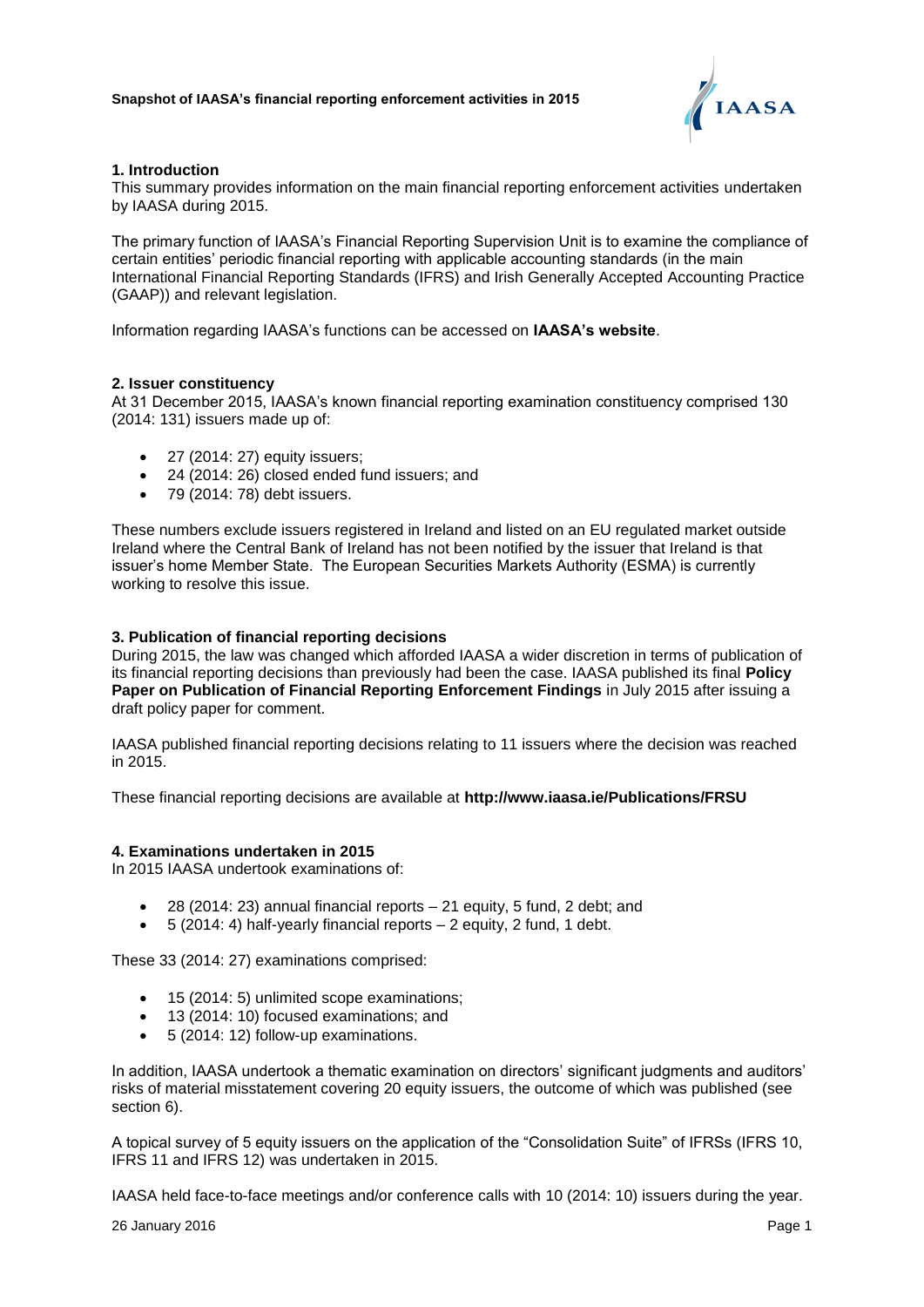# Snapshot of IAASA's financial reporting enforcement activities in 2015

## 1. Introduction

This summary provides information on the main financial reporting enforcement activities undertaken by IAASA during 2015.

The primary function of IAASA's Financial Reporting Supervision Unit is to examine the compliance of certain entities' periodic financial reporting with applicable accounting standards (in the main International Financial Reporting Standards (IFRS) and Irish Generally Accepted Accounting Practice (GAAP)) and relevant legislation.

Information regarding IAASA's functions can be accessed on **IAASA's website**.

## 2. Issuer constituency

At 31 December 2015, IAASA's known financial reporting examination constituency comprised 130 (2014: 131) issuers made up of:

- 27 (2014: 27) equity issuers;
- 24 (2014: 26) closed ended fund issuers; and
- 79 (2014: 78) debt issuers.

These numbers exclude issuers registered in Ireland and listed on an EU regulated market outside Ireland where the Central Bank of Ireland has not been notified by the issuer that Ireland is that issuer's home Member State. The European Securities Markets Authority (ESMA) is currently working to resolve this issue.

## 3. Publication of financial reporting decisions

During 2015, the law was changed which afforded IAASA a wider discretion in terms of publication of its financial reporting decisions than previously had been the case. IAASA published its final **Policy Paper on Publication of Financial Reporting Enforcement Findings** in July 2015 after issuing a draft policy paper for comment.

IAASA published financial reporting decisions relating to 11 issuers where the decision was reached in 2015.

These financial reporting decisions are available at **http://www.iaasa.ie/Publications/FRSU**

## 4. Examinations undertaken in 2015

In 2015 IAASA undertook examinations of:

- 28 (2014: 23) annual financial reports – 21 equity, 5 fund, 2 debt; and
- 5 (2014: 4) half-yearly financial reports – 2 equity, 2 fund, 1 debt.

These 33 (2014: 27) examinations comprised:

- 15 (2014: 5) unlimited scope examinations;
- 13 (2014: 10) focused examinations; and
- 5 (2014: 12) follow-up examinations.

In addition, IAASA undertook a thematic examination on directors' significant judgments and auditors' risks of material misstatement covering 20 equity issuers, the outcome of which was published (see section 6).

A topical survey of 5 equity issuers on the application of the "Consolidation Suite" of IFRSs (IFRS 10, IFRS 11 and IFRS 12) was undertaken in 2015.

IAASA held face-to-face meetings and/or conference calls with 10 (2014: 10) issuers during the year.

26 January 2016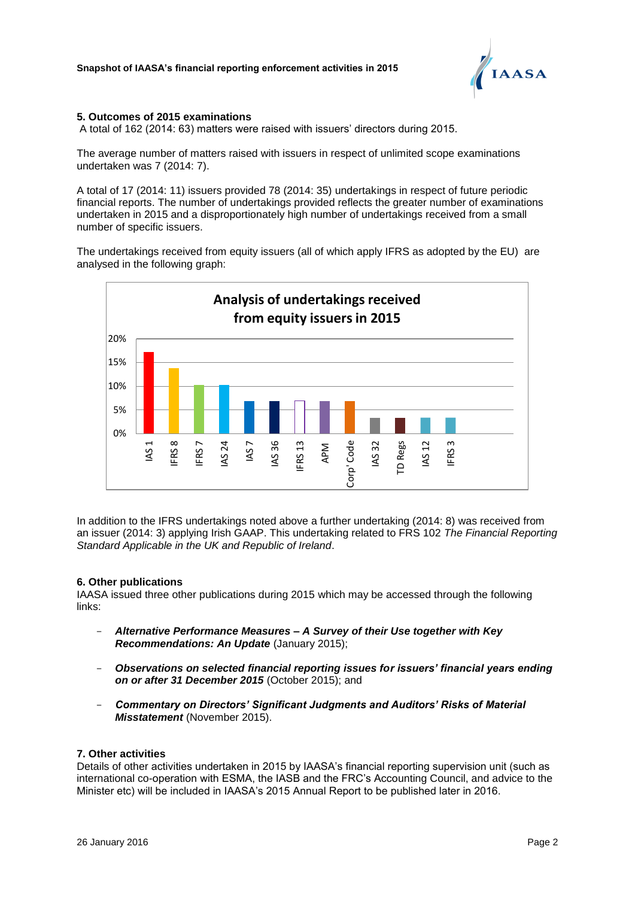## 5. Outcomes of 2015 examinations

A total of 162 (2014: 63) matters were raised with issuers' directors during 2015.

The average number of matters raised with issuers in respect of unlimited scope examinations undertaken was 7 (2014: 7).

A total of 17 (2014: 11) issuers provided 78 (2014: 35) undertakings in respect of future periodic financial reports. The number of undertakings provided reflects the greater number of examinations undertaken in 2015 and a disproportionately high number of undertakings received from a small number of specific issuers.

The undertakings received from equity issuers (all of which apply IFRS as adopted by the EU) are analysed in the following graph:

**Analysis of undertakings received from equity issuers in 2015**

| Standard | Approx. % |
|---|---|
| IAS 1 | 17% |
| IFRS 8 | 14% |
| IFRS 7 | 10% |
| IAS 24 | 10% |
| IAS 7 | 7% |
| IAS 36 | 7% |
| IFRS 13 | 7% |
| APM | 7% |
| Corp' Code | 7% |
| IAS 32 | 3% |
| TD Regs | 3% |
| IAS 12 | 3% |
| IFRS 3 | 3% |

In addition to the IFRS undertakings noted above a further undertaking (2014: 8) was received from an issuer (2014: 3) applying Irish GAAP. This undertaking related to FRS 102 *The Financial Reporting Standard Applicable in the UK and Republic of Ireland*.

## 6. Other publications

IAASA issued three other publications during 2015 which may be accessed through the following links:

- ***Alternative Performance Measures – A Survey of their Use together with Key Recommendations: An Update*** (January 2015);
- ***Observations on selected financial reporting issues for issuers' financial years ending on or after 31 December 2015*** (October 2015); and
- ***Commentary on Directors' Significant Judgments and Auditors' Risks of Material Misstatement*** (November 2015).

## 7. Other activities

Details of other activities undertaken in 2015 by IAASA's financial reporting supervision unit (such as international co-operation with ESMA, the IASB and the FRC's Accounting Council, and advice to the Minister etc) will be included in IAASA's 2015 Annual Report to be published later in 2016.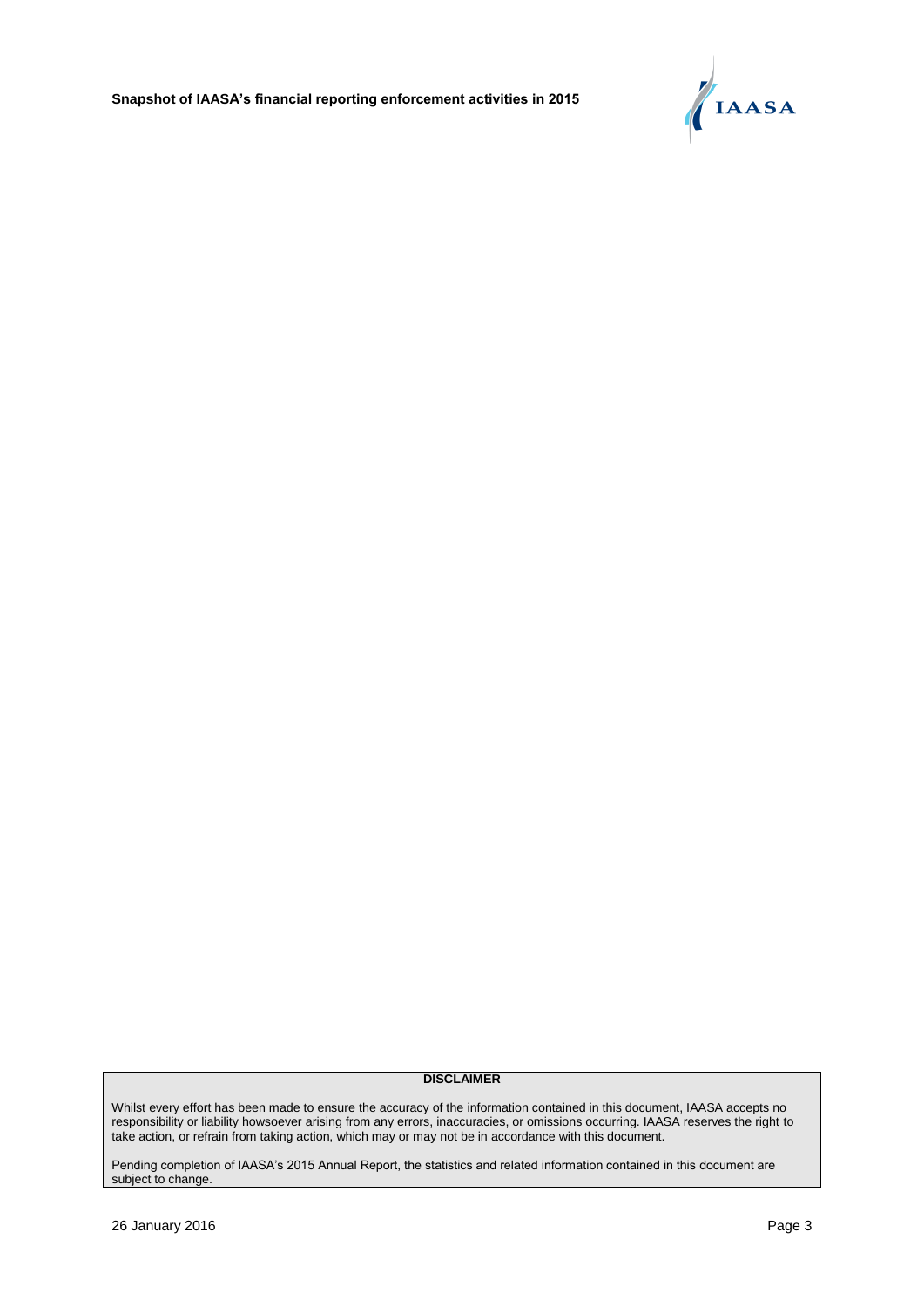**DISCLAIMER**

Whilst every effort has been made to ensure the accuracy of the information contained in this document, IAASA accepts no responsibility or liability howsoever arising from any errors, inaccuracies, or omissions occurring. IAASA reserves the right to take action, or refrain from taking action, which may or may not be in accordance with this document.

Pending completion of IAASA's 2015 Annual Report, the statistics and related information contained in this document are subject to change.